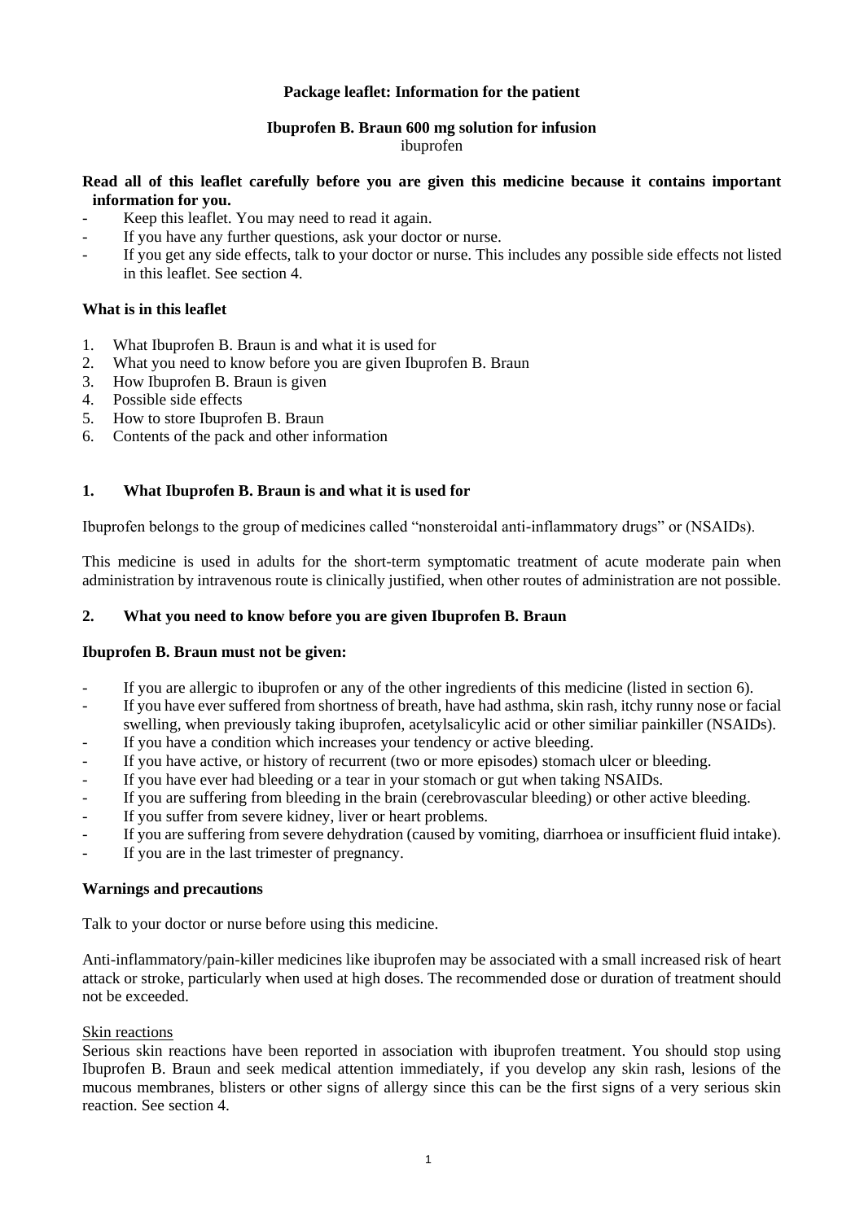**Package leaflet: Information for the patient**

**Ibuprofen B. Braun 600 mg solution for infusion**
ibuprofen

**Read all of this leaflet carefully before you are given this medicine because it contains important information for you.**

- Keep this leaflet. You may need to read it again.
- If you have any further questions, ask your doctor or nurse.
- If you get any side effects, talk to your doctor or nurse. This includes any possible side effects not listed in this leaflet. See section 4.

**What is in this leaflet**

1. What Ibuprofen B. Braun is and what it is used for
2. What you need to know before you are given Ibuprofen B. Braun
3. How Ibuprofen B. Braun is given
4. Possible side effects
5. How to store Ibuprofen B. Braun
6. Contents of the pack and other information

## 1. What Ibuprofen B. Braun is and what it is used for

Ibuprofen belongs to the group of medicines called "nonsteroidal anti-inflammatory drugs" or (NSAIDs).

This medicine is used in adults for the short-term symptomatic treatment of acute moderate pain when administration by intravenous route is clinically justified, when other routes of administration are not possible.

## 2. What you need to know before you are given Ibuprofen B. Braun

**Ibuprofen B. Braun must not be given:**

- If you are allergic to ibuprofen or any of the other ingredients of this medicine (listed in section 6).
- If you have ever suffered from shortness of breath, have had asthma, skin rash, itchy runny nose or facial swelling, when previously taking ibuprofen, acetylsalicylic acid or other similiar painkiller (NSAIDs).
- If you have a condition which increases your tendency or active bleeding.
- If you have active, or history of recurrent (two or more episodes) stomach ulcer or bleeding.
- If you have ever had bleeding or a tear in your stomach or gut when taking NSAIDs.
- If you are suffering from bleeding in the brain (cerebrovascular bleeding) or other active bleeding.
- If you suffer from severe kidney, liver or heart problems.
- If you are suffering from severe dehydration (caused by vomiting, diarrhoea or insufficient fluid intake).
- If you are in the last trimester of pregnancy.

**Warnings and precautions**

Talk to your doctor or nurse before using this medicine.

Anti-inflammatory/pain-killer medicines like ibuprofen may be associated with a small increased risk of heart attack or stroke, particularly when used at high doses. The recommended dose or duration of treatment should not be exceeded.

Skin reactions

Serious skin reactions have been reported in association with ibuprofen treatment. You should stop using Ibuprofen B. Braun and seek medical attention immediately, if you develop any skin rash, lesions of the mucous membranes, blisters or other signs of allergy since this can be the first signs of a very serious skin reaction. See section 4.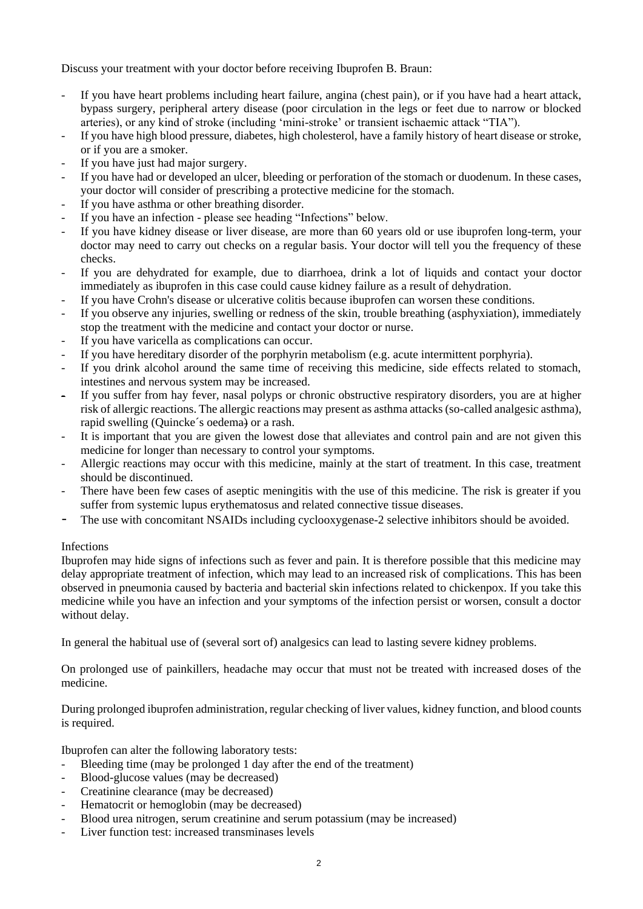Discuss your treatment with your doctor before receiving Ibuprofen B. Braun:

- If you have heart problems including heart failure, angina (chest pain), or if you have had a heart attack, bypass surgery, peripheral artery disease (poor circulation in the legs or feet due to narrow or blocked arteries), or any kind of stroke (including 'mini-stroke' or transient ischaemic attack "TIA").
- If you have high blood pressure, diabetes, high cholesterol, have a family history of heart disease or stroke, or if you are a smoker.
- If you have just had major surgery.
- If you have had or developed an ulcer, bleeding or perforation of the stomach or duodenum. In these cases, your doctor will consider of prescribing a protective medicine for the stomach.
- If you have asthma or other breathing disorder.
- If you have an infection - please see heading "Infections" below.
- If you have kidney disease or liver disease, are more than 60 years old or use ibuprofen long-term, your doctor may need to carry out checks on a regular basis. Your doctor will tell you the frequency of these checks.
- If you are dehydrated for example, due to diarrhoea, drink a lot of liquids and contact your doctor immediately as ibuprofen in this case could cause kidney failure as a result of dehydration.
- If you have Crohn's disease or ulcerative colitis because ibuprofen can worsen these conditions.
- If you observe any injuries, swelling or redness of the skin, trouble breathing (asphyxiation), immediately stop the treatment with the medicine and contact your doctor or nurse.
- If you have varicella as complications can occur.
- If you have hereditary disorder of the porphyrin metabolism (e.g. acute intermittent porphyria).
- If you drink alcohol around the same time of receiving this medicine, side effects related to stomach, intestines and nervous system may be increased.
- If you suffer from hay fever, nasal polyps or chronic obstructive respiratory disorders, you are at higher risk of allergic reactions. The allergic reactions may present as asthma attacks (so-called analgesic asthma), rapid swelling (Quincke´s oedema) or a rash.
- It is important that you are given the lowest dose that alleviates and control pain and are not given this medicine for longer than necessary to control your symptoms.
- Allergic reactions may occur with this medicine, mainly at the start of treatment. In this case, treatment should be discontinued.
- There have been few cases of aseptic meningitis with the use of this medicine. The risk is greater if you suffer from systemic lupus erythematosus and related connective tissue diseases.
- The use with concomitant NSAIDs including cyclooxygenase-2 selective inhibitors should be avoided.

Infections

Ibuprofen may hide signs of infections such as fever and pain. It is therefore possible that this medicine may delay appropriate treatment of infection, which may lead to an increased risk of complications. This has been observed in pneumonia caused by bacteria and bacterial skin infections related to chickenpox. If you take this medicine while you have an infection and your symptoms of the infection persist or worsen, consult a doctor without delay.

In general the habitual use of (several sort of) analgesics can lead to lasting severe kidney problems.

On prolonged use of painkillers, headache may occur that must not be treated with increased doses of the medicine.

During prolonged ibuprofen administration, regular checking of liver values, kidney function, and blood counts is required.

Ibuprofen can alter the following laboratory tests:

- Bleeding time (may be prolonged 1 day after the end of the treatment)
- Blood-glucose values (may be decreased)
- Creatinine clearance (may be decreased)
- Hematocrit or hemoglobin (may be decreased)
- Blood urea nitrogen, serum creatinine and serum potassium (may be increased)
- Liver function test: increased transminases levels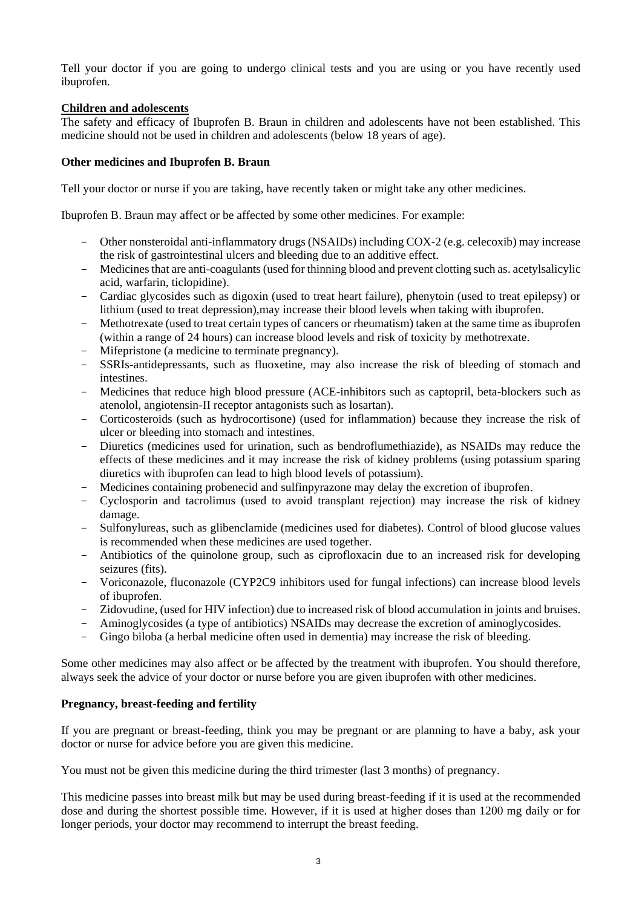Tell your doctor if you are going to undergo clinical tests and you are using or you have recently used ibuprofen.

**Children and adolescents**

The safety and efficacy of Ibuprofen B. Braun in children and adolescents have not been established. This medicine should not be used in children and adolescents (below 18 years of age).

**Other medicines and Ibuprofen B. Braun**

Tell your doctor or nurse if you are taking, have recently taken or might take any other medicines.

Ibuprofen B. Braun may affect or be affected by some other medicines. For example:

- Other nonsteroidal anti-inflammatory drugs (NSAIDs) including COX-2 (e.g. celecoxib) may increase the risk of gastrointestinal ulcers and bleeding due to an additive effect.
- Medicines that are anti-coagulants (used for thinning blood and prevent clotting such as. acetylsalicylic acid, warfarin, ticlopidine).
- Cardiac glycosides such as digoxin (used to treat heart failure), phenytoin (used to treat epilepsy) or lithium (used to treat depression),may increase their blood levels when taking with ibuprofen.
- Methotrexate (used to treat certain types of cancers or rheumatism) taken at the same time as ibuprofen (within a range of 24 hours) can increase blood levels and risk of toxicity by methotrexate.
- Mifepristone (a medicine to terminate pregnancy).
- SSRIs-antidepressants, such as fluoxetine, may also increase the risk of bleeding of stomach and intestines.
- Medicines that reduce high blood pressure (ACE-inhibitors such as captopril, beta-blockers such as atenolol, angiotensin-II receptor antagonists such as losartan).
- Corticosteroids (such as hydrocortisone) (used for inflammation) because they increase the risk of ulcer or bleeding into stomach and intestines.
- Diuretics (medicines used for urination, such as bendroflumethiazide), as NSAIDs may reduce the effects of these medicines and it may increase the risk of kidney problems (using potassium sparing diuretics with ibuprofen can lead to high blood levels of potassium).
- Medicines containing probenecid and sulfinpyrazone may delay the excretion of ibuprofen.
- Cyclosporin and tacrolimus (used to avoid transplant rejection) may increase the risk of kidney damage.
- Sulfonylureas, such as glibenclamide (medicines used for diabetes). Control of blood glucose values is recommended when these medicines are used together.
- Antibiotics of the quinolone group, such as ciprofloxacin due to an increased risk for developing seizures (fits).
- Voriconazole, fluconazole (CYP2C9 inhibitors used for fungal infections) can increase blood levels of ibuprofen.
- Zidovudine, (used for HIV infection) due to increased risk of blood accumulation in joints and bruises.
- Aminoglycosides (a type of antibiotics) NSAIDs may decrease the excretion of aminoglycosides.
- Gingo biloba (a herbal medicine often used in dementia) may increase the risk of bleeding.

Some other medicines may also affect or be affected by the treatment with ibuprofen. You should therefore, always seek the advice of your doctor or nurse before you are given ibuprofen with other medicines.

**Pregnancy, breast-feeding and fertility**

If you are pregnant or breast-feeding, think you may be pregnant or are planning to have a baby, ask your doctor or nurse for advice before you are given this medicine.

You must not be given this medicine during the third trimester (last 3 months) of pregnancy.

This medicine passes into breast milk but may be used during breast-feeding if it is used at the recommended dose and during the shortest possible time. However, if it is used at higher doses than 1200 mg daily or for longer periods, your doctor may recommend to interrupt the breast feeding.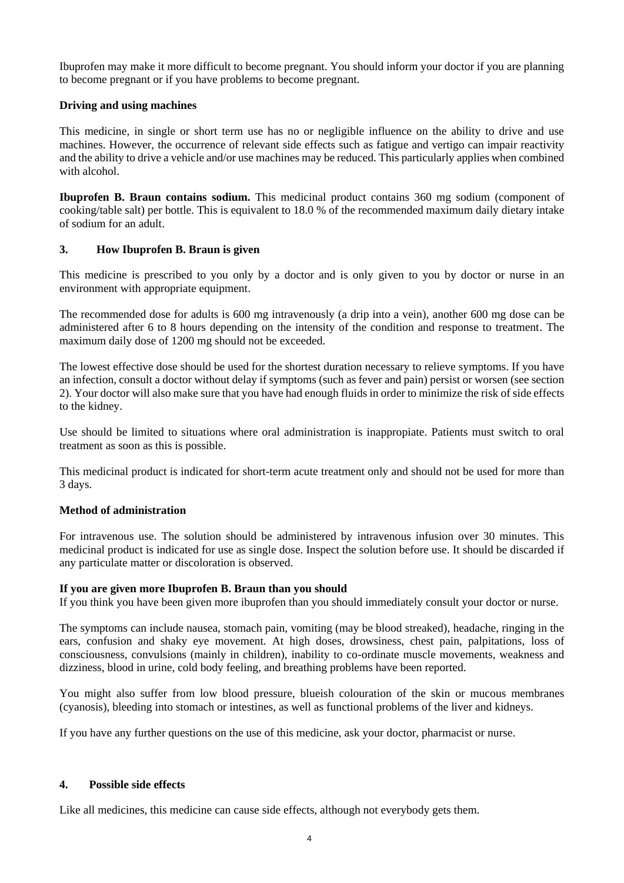Ibuprofen may make it more difficult to become pregnant. You should inform your doctor if you are planning to become pregnant or if you have problems to become pregnant.

**Driving and using machines**

This medicine, in single or short term use has no or negligible influence on the ability to drive and use machines. However, the occurrence of relevant side effects such as fatigue and vertigo can impair reactivity and the ability to drive a vehicle and/or use machines may be reduced. This particularly applies when combined with alcohol.

**Ibuprofen B. Braun contains sodium.** This medicinal product contains 360 mg sodium (component of cooking/table salt) per bottle. This is equivalent to 18.0 % of the recommended maximum daily dietary intake of sodium for an adult.

## 3. How Ibuprofen B. Braun is given

This medicine is prescribed to you only by a doctor and is only given to you by doctor or nurse in an environment with appropriate equipment.

The recommended dose for adults is 600 mg intravenously (a drip into a vein), another 600 mg dose can be administered after 6 to 8 hours depending on the intensity of the condition and response to treatment. The maximum daily dose of 1200 mg should not be exceeded.

The lowest effective dose should be used for the shortest duration necessary to relieve symptoms. If you have an infection, consult a doctor without delay if symptoms (such as fever and pain) persist or worsen (see section 2). Your doctor will also make sure that you have had enough fluids in order to minimize the risk of side effects to the kidney.

Use should be limited to situations where oral administration is inappropiate. Patients must switch to oral treatment as soon as this is possible.

This medicinal product is indicated for short-term acute treatment only and should not be used for more than 3 days.

**Method of administration**

For intravenous use. The solution should be administered by intravenous infusion over 30 minutes. This medicinal product is indicated for use as single dose. Inspect the solution before use. It should be discarded if any particulate matter or discoloration is observed.

**If you are given more Ibuprofen B. Braun than you should**

If you think you have been given more ibuprofen than you should immediately consult your doctor or nurse.

The symptoms can include nausea, stomach pain, vomiting (may be blood streaked), headache, ringing in the ears, confusion and shaky eye movement. At high doses, drowsiness, chest pain, palpitations, loss of consciousness, convulsions (mainly in children), inability to co-ordinate muscle movements, weakness and dizziness, blood in urine, cold body feeling, and breathing problems have been reported.

You might also suffer from low blood pressure, blueish colouration of the skin or mucous membranes (cyanosis), bleeding into stomach or intestines, as well as functional problems of the liver and kidneys.

If you have any further questions on the use of this medicine, ask your doctor, pharmacist or nurse.

## 4. Possible side effects

Like all medicines, this medicine can cause side effects, although not everybody gets them.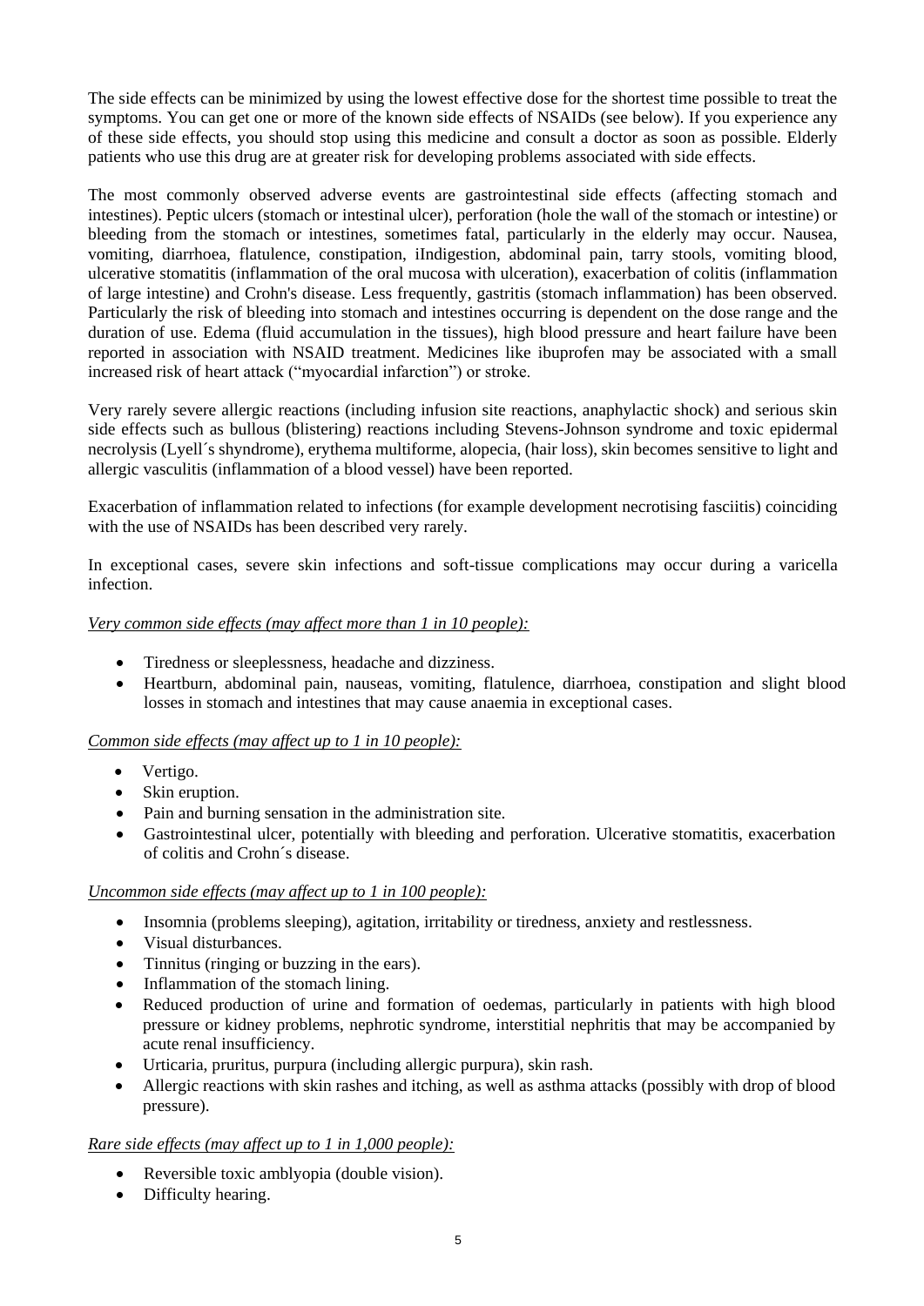The side effects can be minimized by using the lowest effective dose for the shortest time possible to treat the symptoms. You can get one or more of the known side effects of NSAIDs (see below). If you experience any of these side effects, you should stop using this medicine and consult a doctor as soon as possible. Elderly patients who use this drug are at greater risk for developing problems associated with side effects.

The most commonly observed adverse events are gastrointestinal side effects (affecting stomach and intestines). Peptic ulcers (stomach or intestinal ulcer), perforation (hole the wall of the stomach or intestine) or bleeding from the stomach or intestines, sometimes fatal, particularly in the elderly may occur. Nausea, vomiting, diarrhoea, flatulence, constipation, iIndigestion, abdominal pain, tarry stools, vomiting blood, ulcerative stomatitis (inflammation of the oral mucosa with ulceration), exacerbation of colitis (inflammation of large intestine) and Crohn's disease. Less frequently, gastritis (stomach inflammation) has been observed. Particularly the risk of bleeding into stomach and intestines occurring is dependent on the dose range and the duration of use. Edema (fluid accumulation in the tissues), high blood pressure and heart failure have been reported in association with NSAID treatment. Medicines like ibuprofen may be associated with a small increased risk of heart attack ("myocardial infarction") or stroke.

Very rarely severe allergic reactions (including infusion site reactions, anaphylactic shock) and serious skin side effects such as bullous (blistering) reactions including Stevens-Johnson syndrome and toxic epidermal necrolysis (Lyell´s shyndrome), erythema multiforme, alopecia, (hair loss), skin becomes sensitive to light and allergic vasculitis (inflammation of a blood vessel) have been reported.

Exacerbation of inflammation related to infections (for example development necrotising fasciitis) coinciding with the use of NSAIDs has been described very rarely.

In exceptional cases, severe skin infections and soft-tissue complications may occur during a varicella infection.

*Very common side effects (may affect more than 1 in 10 people):*

- Tiredness or sleeplessness, headache and dizziness.
- Heartburn, abdominal pain, nauseas, vomiting, flatulence, diarrhoea, constipation and slight blood losses in stomach and intestines that may cause anaemia in exceptional cases.

*Common side effects (may affect up to 1 in 10 people):*

- Vertigo.
- Skin eruption.
- Pain and burning sensation in the administration site.
- Gastrointestinal ulcer, potentially with bleeding and perforation. Ulcerative stomatitis, exacerbation of colitis and Crohn´s disease.

*Uncommon side effects (may affect up to 1 in 100 people):*

- Insomnia (problems sleeping), agitation, irritability or tiredness, anxiety and restlessness.
- Visual disturbances.
- Tinnitus (ringing or buzzing in the ears).
- Inflammation of the stomach lining.
- Reduced production of urine and formation of oedemas, particularly in patients with high blood pressure or kidney problems, nephrotic syndrome, interstitial nephritis that may be accompanied by acute renal insufficiency.
- Urticaria, pruritus, purpura (including allergic purpura), skin rash.
- Allergic reactions with skin rashes and itching, as well as asthma attacks (possibly with drop of blood pressure).

*Rare side effects (may affect up to 1 in 1,000 people):*

- Reversible toxic amblyopia (double vision).
- Difficulty hearing.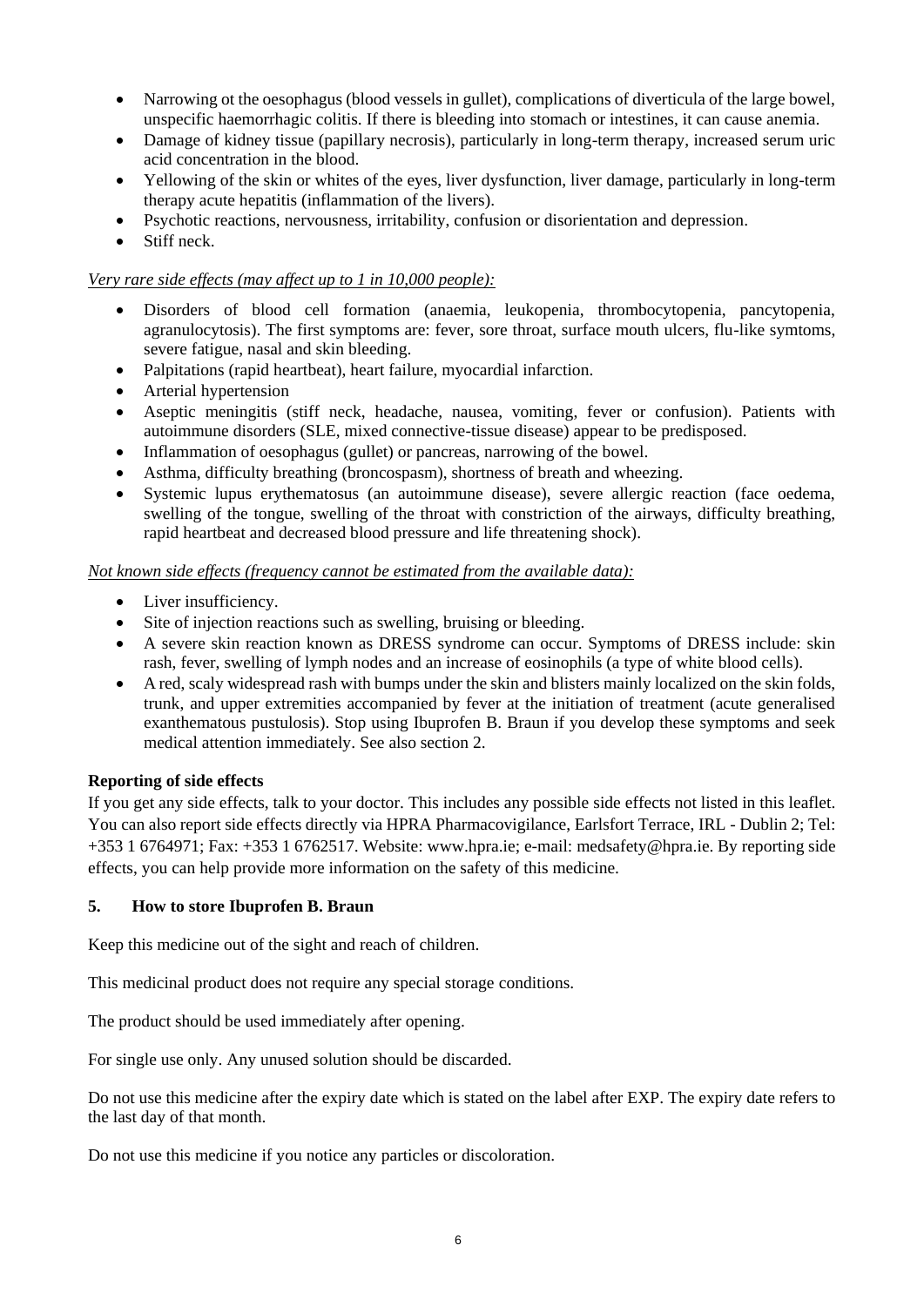- Narrowing ot the oesophagus (blood vessels in gullet), complications of diverticula of the large bowel, unspecific haemorrhagic colitis. If there is bleeding into stomach or intestines, it can cause anemia.
- Damage of kidney tissue (papillary necrosis), particularly in long-term therapy, increased serum uric acid concentration in the blood.
- Yellowing of the skin or whites of the eyes, liver dysfunction, liver damage, particularly in long-term therapy acute hepatitis (inflammation of the livers).
- Psychotic reactions, nervousness, irritability, confusion or disorientation and depression.
- Stiff neck.

*Very rare side effects (may affect up to 1 in 10,000 people):*

- Disorders of blood cell formation (anaemia, leukopenia, thrombocytopenia, pancytopenia, agranulocytosis). The first symptoms are: fever, sore throat, surface mouth ulcers, flu-like symtoms, severe fatigue, nasal and skin bleeding.
- Palpitations (rapid heartbeat), heart failure, myocardial infarction.
- Arterial hypertension
- Aseptic meningitis (stiff neck, headache, nausea, vomiting, fever or confusion). Patients with autoimmune disorders (SLE, mixed connective-tissue disease) appear to be predisposed.
- Inflammation of oesophagus (gullet) or pancreas, narrowing of the bowel.
- Asthma, difficulty breathing (broncospasm), shortness of breath and wheezing.
- Systemic lupus erythematosus (an autoimmune disease), severe allergic reaction (face oedema, swelling of the tongue, swelling of the throat with constriction of the airways, difficulty breathing, rapid heartbeat and decreased blood pressure and life threatening shock).

*Not known side effects (frequency cannot be estimated from the available data):*

- Liver insufficiency.
- Site of injection reactions such as swelling, bruising or bleeding.
- A severe skin reaction known as DRESS syndrome can occur. Symptoms of DRESS include: skin rash, fever, swelling of lymph nodes and an increase of eosinophils (a type of white blood cells).
- A red, scaly widespread rash with bumps under the skin and blisters mainly localized on the skin folds, trunk, and upper extremities accompanied by fever at the initiation of treatment (acute generalised exanthematous pustulosis). Stop using Ibuprofen B. Braun if you develop these symptoms and seek medical attention immediately. See also section 2.

**Reporting of side effects**

If you get any side effects, talk to your doctor. This includes any possible side effects not listed in this leaflet. You can also report side effects directly via HPRA Pharmacovigilance, Earlsfort Terrace, IRL - Dublin 2; Tel: +353 1 6764971; Fax: +353 1 6762517. Website: www.hpra.ie; e-mail: medsafety@hpra.ie. By reporting side effects, you can help provide more information on the safety of this medicine.

## 5. How to store Ibuprofen B. Braun

Keep this medicine out of the sight and reach of children.

This medicinal product does not require any special storage conditions.

The product should be used immediately after opening.

For single use only. Any unused solution should be discarded.

Do not use this medicine after the expiry date which is stated on the label after EXP. The expiry date refers to the last day of that month.

Do not use this medicine if you notice any particles or discoloration.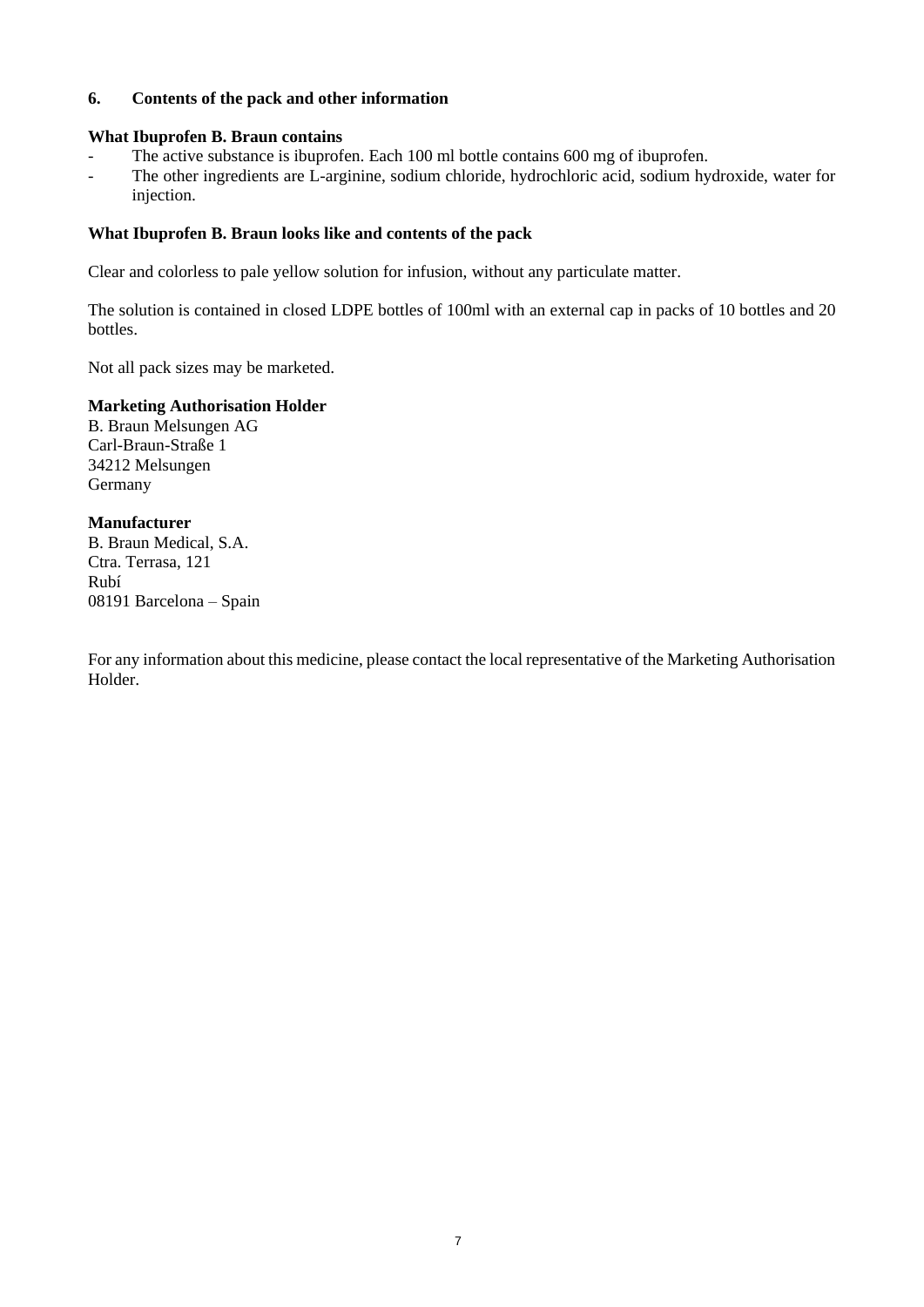## 6. Contents of the pack and other information

**What Ibuprofen B. Braun contains**

- The active substance is ibuprofen. Each 100 ml bottle contains 600 mg of ibuprofen.
- The other ingredients are L-arginine, sodium chloride, hydrochloric acid, sodium hydroxide, water for injection.

**What Ibuprofen B. Braun looks like and contents of the pack**

Clear and colorless to pale yellow solution for infusion, without any particulate matter.

The solution is contained in closed LDPE bottles of 100ml with an external cap in packs of 10 bottles and 20 bottles.

Not all pack sizes may be marketed.

**Marketing Authorisation Holder**

B. Braun Melsungen AG
Carl-Braun-Straße 1
34212 Melsungen
Germany

**Manufacturer**

B. Braun Medical, S.A.
Ctra. Terrasa, 121
Rubí
08191 Barcelona – Spain

For any information about this medicine, please contact the local representative of the Marketing Authorisation Holder.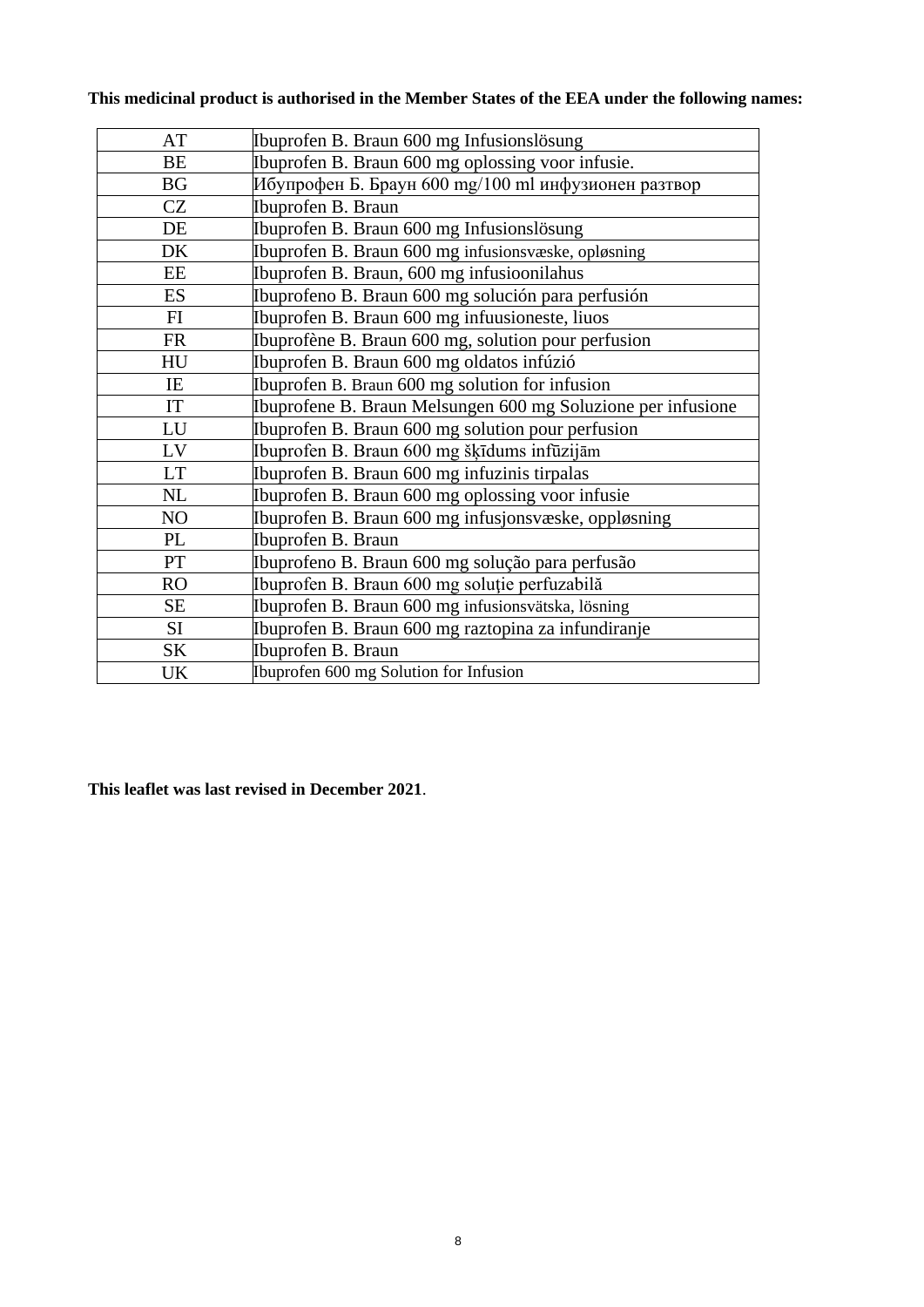**This medicinal product is authorised in the Member States of the EEA under the following names:**

| | |
|---|---|
| AT | Ibuprofen B. Braun 600 mg Infusionslösung |
| BE | Ibuprofen B. Braun 600 mg oplossing voor infusie. |
| BG | Ибупрофен Б. Браун 600 mg/100 ml инфузионен разтвор |
| CZ | Ibuprofen B. Braun |
| DE | Ibuprofen B. Braun 600 mg Infusionslösung |
| DK | Ibuprofen B. Braun 600 mg infusionsvæske, opløsning |
| EE | Ibuprofen B. Braun, 600 mg infusioonilahus |
| ES | Ibuprofeno B. Braun 600 mg solución para perfusión |
| FI | Ibuprofen B. Braun 600 mg infuusioneste, liuos |
| FR | Ibuprofène B. Braun 600 mg, solution pour perfusion |
| HU | Ibuprofen B. Braun 600 mg oldatos infúzió |
| IE | Ibuprofen B. Braun 600 mg solution for infusion |
| IT | Ibuprofene B. Braun Melsungen 600 mg Soluzione per infusione |
| LU | Ibuprofen B. Braun 600 mg solution pour perfusion |
| LV | Ibuprofen B. Braun 600 mg šķīdums infūzijām |
| LT | Ibuprofen B. Braun 600 mg infuzinis tirpalas |
| NL | Ibuprofen B. Braun 600 mg oplossing voor infusie |
| NO | Ibuprofen B. Braun 600 mg infusjonsvæske, oppløsning |
| PL | Ibuprofen B. Braun |
| PT | Ibuprofeno B. Braun 600 mg solução para perfusão |
| RO | Ibuprofen B. Braun 600 mg soluţie perfuzabilă |
| SE | Ibuprofen B. Braun 600 mg infusionsvätska, lösning |
| SI | Ibuprofen B. Braun 600 mg raztopina za infundiranje |
| SK | Ibuprofen B. Braun |
| UK | Ibuprofen 600 mg Solution for Infusion |

**This leaflet was last revised in December 2021**.